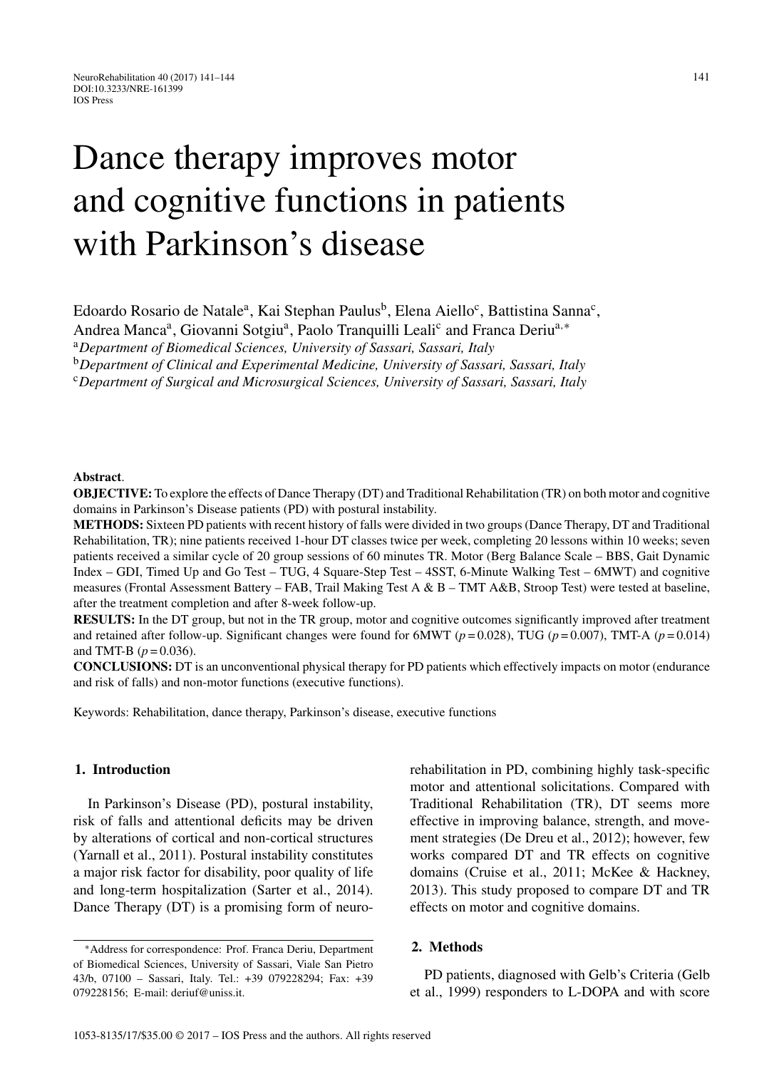# Dance therapy improves motor and cognitive functions in patients with Parkinson's disease

Edoardo Rosario de Natale[a], Kai Stephan Paulus[b], Elena Aiello[c], Battistina Sanna[c], Andrea Manca[a], Giovanni Sotgiu[a], Paolo Tranquilli Leali[c] and Franca Deriu[a,*]

[a]*Department of Biomedical Sciences, University of Sassari, Sassari, Italy*

[b]*Department of Clinical and Experimental Medicine, University of Sassari, Sassari, Italy*

[c]*Department of Surgical and Microsurgical Sciences, University of Sassari, Sassari, Italy*

**Abstract**.

**OBJECTIVE:** To explore the effects of Dance Therapy (DT) and Traditional Rehabilitation (TR) on both motor and cognitive domains in Parkinson's Disease patients (PD) with postural instability.

**METHODS:** Sixteen PD patients with recent history of falls were divided in two groups (Dance Therapy, DT and Traditional Rehabilitation, TR); nine patients received 1-hour DT classes twice per week, completing 20 lessons within 10 weeks; seven patients received a similar cycle of 20 group sessions of 60 minutes TR. Motor (Berg Balance Scale – BBS, Gait Dynamic Index – GDI, Timed Up and Go Test – TUG, 4 Square-Step Test – 4SST, 6-Minute Walking Test – 6MWT) and cognitive measures (Frontal Assessment Battery – FAB, Trail Making Test A & B – TMT A&B, Stroop Test) were tested at baseline, after the treatment completion and after 8-week follow-up.

**RESULTS:** In the DT group, but not in the TR group, motor and cognitive outcomes significantly improved after treatment and retained after follow-up. Significant changes were found for 6MWT ($p = 0.028$), TUG ($p = 0.007$), TMT-A ($p = 0.014$) and TMT-B ($p = 0.036$).

**CONCLUSIONS:** DT is an unconventional physical therapy for PD patients which effectively impacts on motor (endurance and risk of falls) and non-motor functions (executive functions).

Keywords: Rehabilitation, dance therapy, Parkinson's disease, executive functions

## 1. Introduction

In Parkinson's Disease (PD), postural instability, risk of falls and attentional deficits may be driven by alterations of cortical and non-cortical structures (Yarnall et al., 2011). Postural instability constitutes a major risk factor for disability, poor quality of life and long-term hospitalization (Sarter et al., 2014). Dance Therapy (DT) is a promising form of neurorehabilitation in PD, combining highly task-specific motor and attentional solicitations. Compared with Traditional Rehabilitation (TR), DT seems more effective in improving balance, strength, and movement strategies (De Dreu et al., 2012); however, few works compared DT and TR effects on cognitive domains (Cruise et al., 2011; McKee & Hackney, 2013). This study proposed to compare DT and TR effects on motor and cognitive domains.

## 2. Methods

PD patients, diagnosed with Gelb's Criteria (Gelb et al., 1999) responders to L-DOPA and with score

*Address for correspondence: Prof. Franca Deriu, Department of Biomedical Sciences, University of Sassari, Viale San Pietro 43/b, 07100 – Sassari, Italy. Tel.: +39 079228294; Fax: +39 079228156; E-mail: deriuf@uniss.it.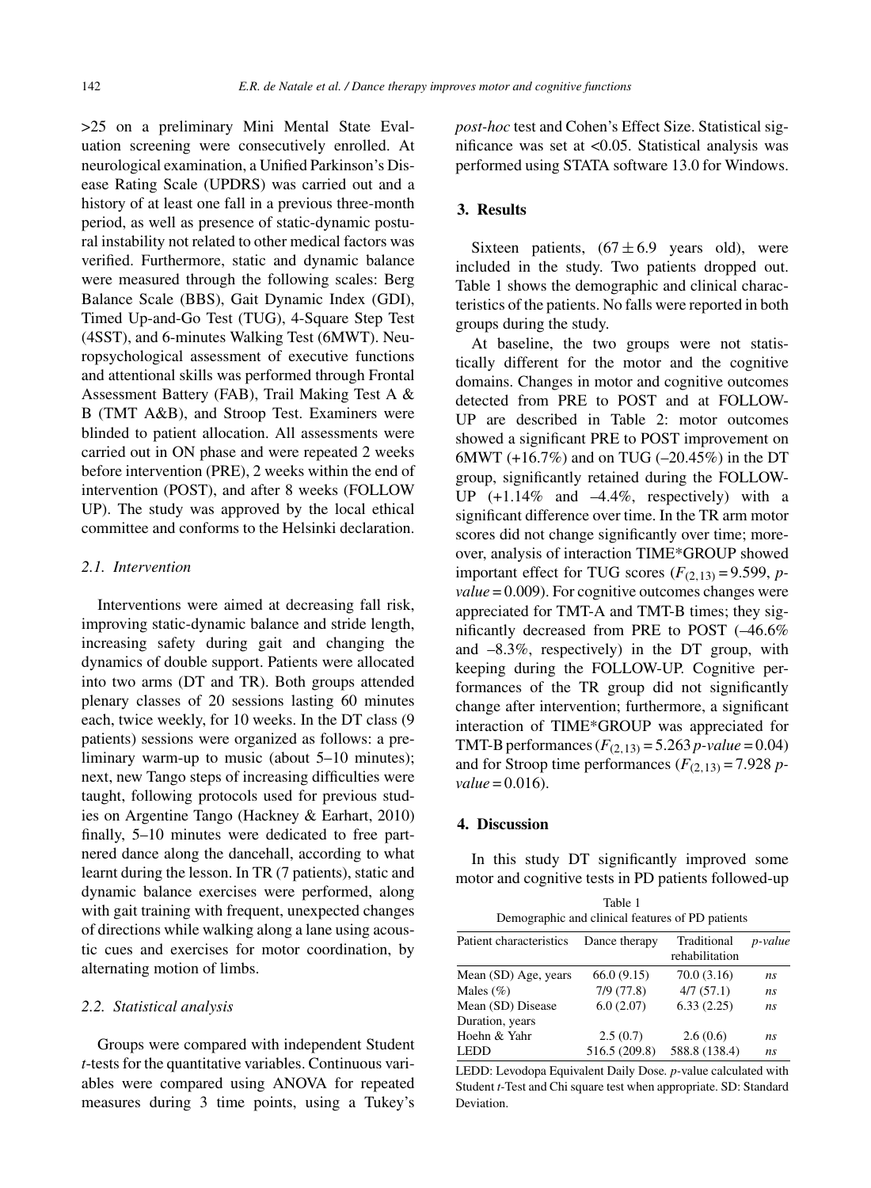>25 on a preliminary Mini Mental State Evaluation screening were consecutively enrolled. At neurological examination, a Unified Parkinson's Disease Rating Scale (UPDRS) was carried out and a history of at least one fall in a previous three-month period, as well as presence of static-dynamic postural instability not related to other medical factors was verified. Furthermore, static and dynamic balance were measured through the following scales: Berg Balance Scale (BBS), Gait Dynamic Index (GDI), Timed Up-and-Go Test (TUG), 4-Square Step Test (4SST), and 6-minutes Walking Test (6MWT). Neuropsychological assessment of executive functions and attentional skills was performed through Frontal Assessment Battery (FAB), Trail Making Test A & B (TMT A&B), and Stroop Test. Examiners were blinded to patient allocation. All assessments were carried out in ON phase and were repeated 2 weeks before intervention (PRE), 2 weeks within the end of intervention (POST), and after 8 weeks (FOLLOW UP). The study was approved by the local ethical committee and conforms to the Helsinki declaration.

### *2.1. Intervention*

Interventions were aimed at decreasing fall risk, improving static-dynamic balance and stride length, increasing safety during gait and changing the dynamics of double support. Patients were allocated into two arms (DT and TR). Both groups attended plenary classes of 20 sessions lasting 60 minutes each, twice weekly, for 10 weeks. In the DT class (9 patients) sessions were organized as follows: a preliminary warm-up to music (about 5–10 minutes); next, new Tango steps of increasing difficulties were taught, following protocols used for previous studies on Argentine Tango (Hackney & Earhart, 2010) finally, 5–10 minutes were dedicated to free partnered dance along the dancehall, according to what learnt during the lesson. In TR (7 patients), static and dynamic balance exercises were performed, along with gait training with frequent, unexpected changes of directions while walking along a lane using acoustic cues and exercises for motor coordination, by alternating motion of limbs.

### *2.2. Statistical analysis*

Groups were compared with independent Student *t*-tests for the quantitative variables. Continuous variables were compared using ANOVA for repeated measures during 3 time points, using a Tukey's *post-hoc* test and Cohen's Effect Size. Statistical significance was set at <0.05. Statistical analysis was performed using STATA software 13.0 for Windows.

## 3. Results

Sixteen patients, ($67 \pm 6.9$ years old), were included in the study. Two patients dropped out. Table 1 shows the demographic and clinical characteristics of the patients. No falls were reported in both groups during the study.

At baseline, the two groups were not statistically different for the motor and the cognitive domains. Changes in motor and cognitive outcomes detected from PRE to POST and at FOLLOW-UP are described in Table 2: motor outcomes showed a significant PRE to POST improvement on 6MWT (+16.7%) and on TUG (–20.45%) in the DT group, significantly retained during the FOLLOW-UP (+1.14% and –4.4%, respectively) with a significant difference over time. In the TR arm motor scores did not change significantly over time; moreover, analysis of interaction TIME*GROUP showed important effect for TUG scores ($F_{(2,13)} = 9.599$, *p-value* = 0.009). For cognitive outcomes changes were appreciated for TMT-A and TMT-B times; they significantly decreased from PRE to POST (–46.6% and –8.3%, respectively) in the DT group, with keeping during the FOLLOW-UP. Cognitive performances of the TR group did not significantly change after intervention; furthermore, a significant interaction of TIME*GROUP was appreciated for TMT-B performances ($F_{(2,13)} = 5.263$ *p-value* = 0.04) and for Stroop time performances ($F_{(2,13)} = 7.928$ *p-value* = 0.016).

## 4. Discussion

In this study DT significantly improved some motor and cognitive tests in PD patients followed-up

Table 1
Demographic and clinical features of PD patients

| Patient characteristics | Dance therapy | Traditional rehabilitation | *p-value* |
|---|---|---|---|
| Mean (SD) Age, years | 66.0 (9.15) | 70.0 (3.16) | *ns* |
| Males (%) | 7/9 (77.8) | 4/7 (57.1) | *ns* |
| Mean (SD) Disease Duration, years | 6.0 (2.07) | 6.33 (2.25) | *ns* |
| Hoehn & Yahr | 2.5 (0.7) | 2.6 (0.6) | *ns* |
| LEDD | 516.5 (209.8) | 588.8 (138.4) | *ns* |

LEDD: Levodopa Equivalent Daily Dose. *p*-value calculated with Student *t*-Test and Chi square test when appropriate. SD: Standard Deviation.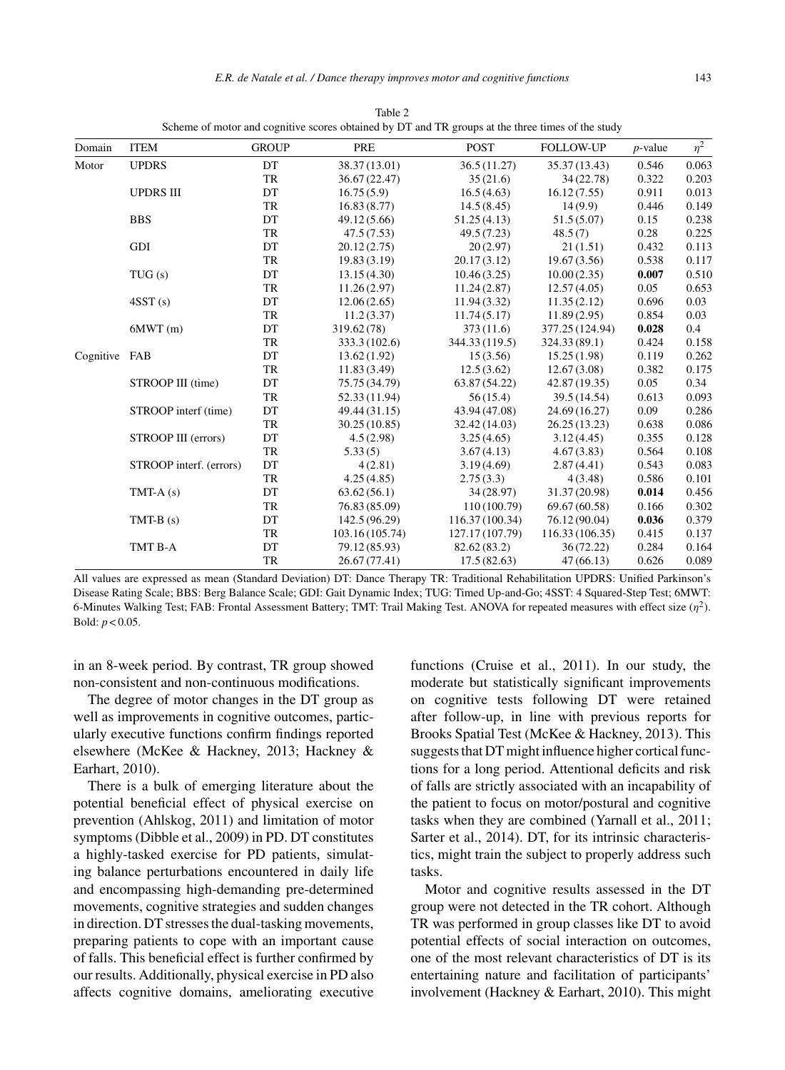Table 2
Scheme of motor and cognitive scores obtained by DT and TR groups at the three times of the study

| Domain | ITEM | GROUP | PRE | POST | FOLLOW-UP | $p$-value | $\eta^2$ |
|---|---|---|---|---|---|---|---|
| Motor | UPDRS | DT | 38.37 (13.01) | 36.5 (11.27) | 35.37 (13.43) | 0.546 | 0.063 |
| | | TR | 36.67 (22.47) | 35 (21.6) | 34 (22.78) | 0.322 | 0.203 |
| | UPDRS III | DT | 16.75 (5.9) | 16.5 (4.63) | 16.12 (7.55) | 0.911 | 0.013 |
| | | TR | 16.83 (8.77) | 14.5 (8.45) | 14 (9.9) | 0.446 | 0.149 |
| | BBS | DT | 49.12 (5.66) | 51.25 (4.13) | 51.5 (5.07) | 0.15 | 0.238 |
| | | TR | 47.5 (7.53) | 49.5 (7.23) | 48.5 (7) | 0.28 | 0.225 |
| | GDI | DT | 20.12 (2.75) | 20 (2.97) | 21 (1.51) | 0.432 | 0.113 |
| | | TR | 19.83 (3.19) | 20.17 (3.12) | 19.67 (3.56) | 0.538 | 0.117 |
| | TUG (s) | DT | 13.15 (4.30) | 10.46 (3.25) | 10.00 (2.35) | **0.007** | 0.510 |
| | | TR | 11.26 (2.97) | 11.24 (2.87) | 12.57 (4.05) | 0.05 | 0.653 |
| | 4SST (s) | DT | 12.06 (2.65) | 11.94 (3.32) | 11.35 (2.12) | 0.696 | 0.03 |
| | | TR | 11.2 (3.37) | 11.74 (5.17) | 11.89 (2.95) | 0.854 | 0.03 |
| | 6MWT (m) | DT | 319.62 (78) | 373 (11.6) | 377.25 (124.94) | **0.028** | 0.4 |
| | | TR | 333.3 (102.6) | 344.33 (119.5) | 324.33 (89.1) | 0.424 | 0.158 |
| Cognitive | FAB | DT | 13.62 (1.92) | 15 (3.56) | 15.25 (1.98) | 0.119 | 0.262 |
| | | TR | 11.83 (3.49) | 12.5 (3.62) | 12.67 (3.08) | 0.382 | 0.175 |
| | STROOP III (time) | DT | 75.75 (34.79) | 63.87 (54.22) | 42.87 (19.35) | 0.05 | 0.34 |
| | | TR | 52.33 (11.94) | 56 (15.4) | 39.5 (14.54) | 0.613 | 0.093 |
| | STROOP interf (time) | DT | 49.44 (31.15) | 43.94 (47.08) | 24.69 (16.27) | 0.09 | 0.286 |
| | | TR | 30.25 (10.85) | 32.42 (14.03) | 26.25 (13.23) | 0.638 | 0.086 |
| | STROOP III (errors) | DT | 4.5 (2.98) | 3.25 (4.65) | 3.12 (4.45) | 0.355 | 0.128 |
| | | TR | 5.33 (5) | 3.67 (4.13) | 4.67 (3.83) | 0.564 | 0.108 |
| | STROOP interf. (errors) | DT | 4 (2.81) | 3.19 (4.69) | 2.87 (4.41) | 0.543 | 0.083 |
| | | TR | 4.25 (4.85) | 2.75 (3.3) | 4 (3.48) | 0.586 | 0.101 |
| | TMT-A (s) | DT | 63.62 (56.1) | 34 (28.97) | 31.37 (20.98) | **0.014** | 0.456 |
| | | TR | 76.83 (85.09) | 110 (100.79) | 69.67 (60.58) | 0.166 | 0.302 |
| | TMT-B (s) | DT | 142.5 (96.29) | 116.37 (100.34) | 76.12 (90.04) | **0.036** | 0.379 |
| | | TR | 103.16 (105.74) | 127.17 (107.79) | 116.33 (106.35) | 0.415 | 0.137 |
| | TMT B-A | DT | 79.12 (85.93) | 82.62 (83.2) | 36 (72.22) | 0.284 | 0.164 |
| | | TR | 26.67 (77.41) | 17.5 (82.63) | 47 (66.13) | 0.626 | 0.089 |

All values are expressed as mean (Standard Deviation) DT: Dance Therapy TR: Traditional Rehabilitation UPDRS: Unified Parkinson's Disease Rating Scale; BBS: Berg Balance Scale; GDI: Gait Dynamic Index; TUG: Timed Up-and-Go; 4SST: 4 Squared-Step Test; 6MWT: 6-Minutes Walking Test; FAB: Frontal Assessment Battery; TMT: Trail Making Test. ANOVA for repeated measures with effect size ($\eta^2$). Bold: $p < 0.05$.

in an 8-week period. By contrast, TR group showed non-consistent and non-continuous modifications.

The degree of motor changes in the DT group as well as improvements in cognitive outcomes, particularly executive functions confirm findings reported elsewhere (McKee & Hackney, 2013; Hackney & Earhart, 2010).

There is a bulk of emerging literature about the potential beneficial effect of physical exercise on prevention (Ahlskog, 2011) and limitation of motor symptoms (Dibble et al., 2009) in PD. DT constitutes a highly-tasked exercise for PD patients, simulating balance perturbations encountered in daily life and encompassing high-demanding pre-determined movements, cognitive strategies and sudden changes in direction. DT stresses the dual-tasking movements, preparing patients to cope with an important cause of falls. This beneficial effect is further confirmed by our results. Additionally, physical exercise in PD also affects cognitive domains, ameliorating executive functions (Cruise et al., 2011). In our study, the moderate but statistically significant improvements on cognitive tests following DT were retained after follow-up, in line with previous reports for Brooks Spatial Test (McKee & Hackney, 2013). This suggests that DT might influence higher cortical functions for a long period. Attentional deficits and risk of falls are strictly associated with an incapability of the patient to focus on motor/postural and cognitive tasks when they are combined (Yarnall et al., 2011; Sarter et al., 2014). DT, for its intrinsic characteristics, might train the subject to properly address such tasks.

Motor and cognitive results assessed in the DT group were not detected in the TR cohort. Although TR was performed in group classes like DT to avoid potential effects of social interaction on outcomes, one of the most relevant characteristics of DT is its entertaining nature and facilitation of participants' involvement (Hackney & Earhart, 2010). This might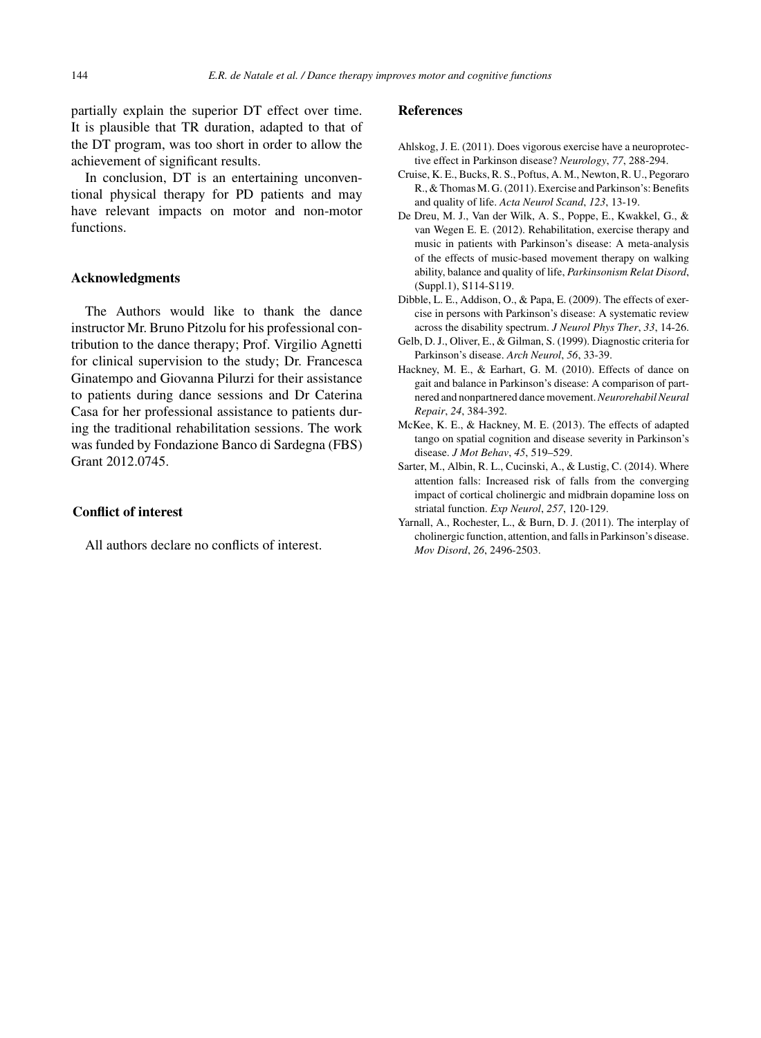partially explain the superior DT effect over time. It is plausible that TR duration, adapted to that of the DT program, was too short in order to allow the achievement of significant results.

In conclusion, DT is an entertaining unconventional physical therapy for PD patients and may have relevant impacts on motor and non-motor functions.

## Acknowledgments

The Authors would like to thank the dance instructor Mr. Bruno Pitzolu for his professional contribution to the dance therapy; Prof. Virgilio Agnetti for clinical supervision to the study; Dr. Francesca Ginatempo and Giovanna Pilurzi for their assistance to patients during dance sessions and Dr Caterina Casa for her professional assistance to patients during the traditional rehabilitation sessions. The work was funded by Fondazione Banco di Sardegna (FBS) Grant 2012.0745.

## Conflict of interest

All authors declare no conflicts of interest.

## References

Ahlskog, J. E. (2011). Does vigorous exercise have a neuroprotective effect in Parkinson disease? *Neurology*, *77*, 288-294.

Cruise, K. E., Bucks, R. S., Poftus, A. M., Newton, R. U., Pegoraro R., & Thomas M. G. (2011). Exercise and Parkinson's: Benefits and quality of life. *Acta Neurol Scand*, *123*, 13-19.

De Dreu, M. J., Van der Wilk, A. S., Poppe, E., Kwakkel, G., & van Wegen E. E. (2012). Rehabilitation, exercise therapy and music in patients with Parkinson's disease: A meta-analysis of the effects of music-based movement therapy on walking ability, balance and quality of life, *Parkinsonism Relat Disord*, (Suppl.1), S114-S119.

Dibble, L. E., Addison, O., & Papa, E. (2009). The effects of exercise in persons with Parkinson's disease: A systematic review across the disability spectrum. *J Neurol Phys Ther*, *33*, 14-26.

Gelb, D. J., Oliver, E., & Gilman, S. (1999). Diagnostic criteria for Parkinson's disease. *Arch Neurol*, *56*, 33-39.

Hackney, M. E., & Earhart, G. M. (2010). Effects of dance on gait and balance in Parkinson's disease: A comparison of partnered and nonpartnered dance movement. *Neurorehabil Neural Repair*, *24*, 384-392.

McKee, K. E., & Hackney, M. E. (2013). The effects of adapted tango on spatial cognition and disease severity in Parkinson's disease. *J Mot Behav*, *45*, 519–529.

Sarter, M., Albin, R. L., Cucinski, A., & Lustig, C. (2014). Where attention falls: Increased risk of falls from the converging impact of cortical cholinergic and midbrain dopamine loss on striatal function. *Exp Neurol*, *257*, 120-129.

Yarnall, A., Rochester, L., & Burn, D. J. (2011). The interplay of cholinergic function, attention, and falls in Parkinson's disease. *Mov Disord*, *26*, 2496-2503.